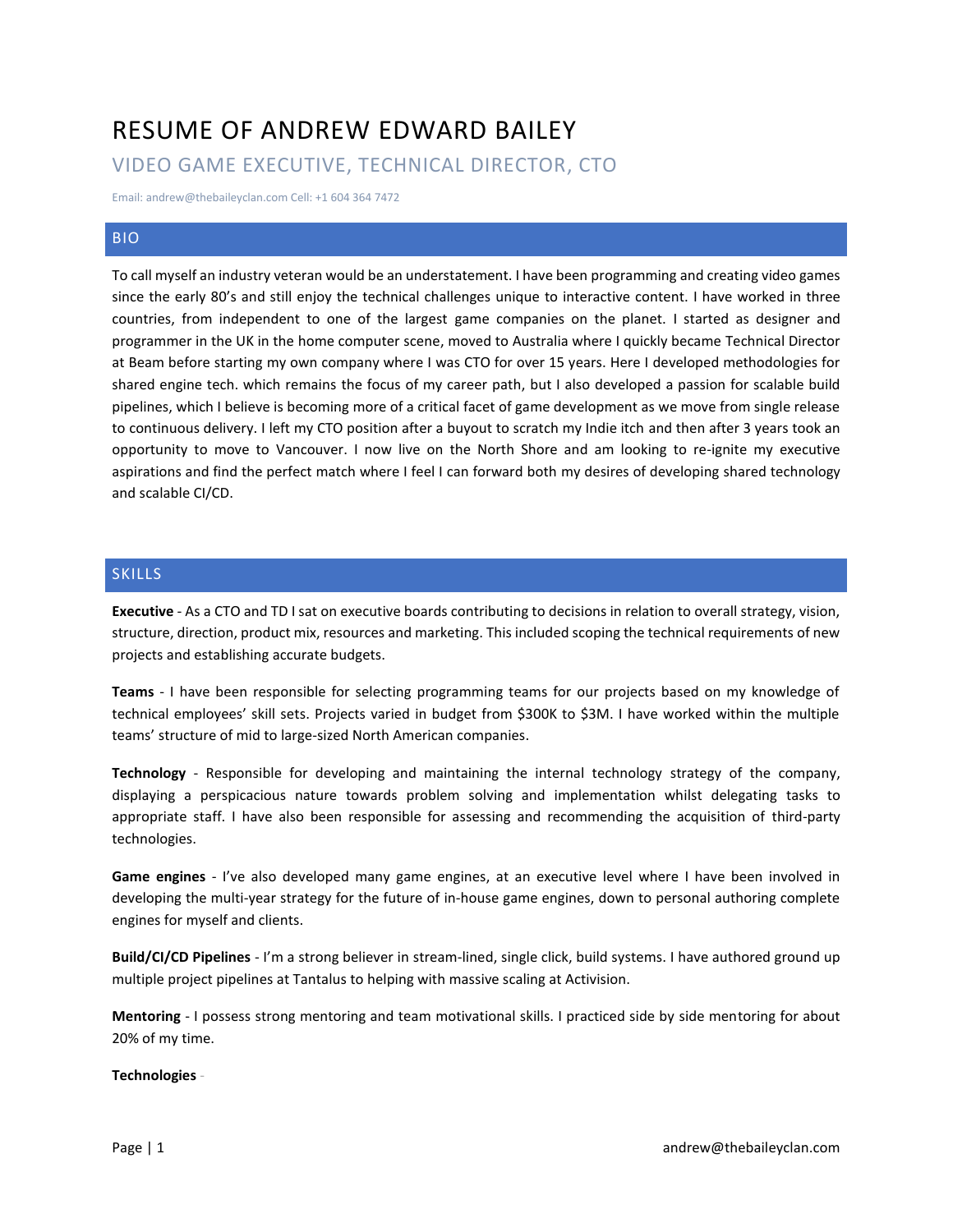# RESUME OF ANDREW EDWARD BAILEY

## VIDEO GAME EXECUTIVE, TECHNICAL DIRECTOR, CTO

Email: andrew@thebaileyclan.com Cell: +1 604 364 7472

## BIO

To call myself an industry veteran would be an understatement. I have been programming and creating video games since the early 80's and still enjoy the technical challenges unique to interactive content. I have worked in three countries, from independent to one of the largest game companies on the planet. I started as designer and programmer in the UK in the home computer scene, moved to Australia where I quickly became Technical Director at Beam before starting my own company where I was CTO for over 15 years. Here I developed methodologies for shared engine tech. which remains the focus of my career path, but I also developed a passion for scalable build pipelines, which I believe is becoming more of a critical facet of game development as we move from single release to continuous delivery. I left my CTO position after a buyout to scratch my Indie itch and then after 3 years took an opportunity to move to Vancouver. I now live on the North Shore and am looking to re-ignite my executive aspirations and find the perfect match where I feel I can forward both my desires of developing shared technology and scalable CI/CD.

## SKILLS

**Executive** - As a CTO and TD I sat on executive boards contributing to decisions in relation to overall strategy, vision, structure, direction, product mix, resources and marketing. This included scoping the technical requirements of new projects and establishing accurate budgets.

**Teams** - I have been responsible for selecting programming teams for our projects based on my knowledge of technical employees' skill sets. Projects varied in budget from $300K to $3M. I have worked within the multiple teams' structure of mid to large-sized North American companies.

**Technology** - Responsible for developing and maintaining the internal technology strategy of the company, displaying a perspicacious nature towards problem solving and implementation whilst delegating tasks to appropriate staff. I have also been responsible for assessing and recommending the acquisition of third-party technologies.

**Game engines** - I've also developed many game engines, at an executive level where I have been involved in developing the multi-year strategy for the future of in-house game engines, down to personal authoring complete engines for myself and clients.

**Build/CI/CD Pipelines** - I'm a strong believer in stream-lined, single click, build systems. I have authored ground up multiple project pipelines at Tantalus to helping with massive scaling at Activision.

**Mentoring** - I possess strong mentoring and team motivational skills. I practiced side by side mentoring for about 20% of my time.

**Technologies** -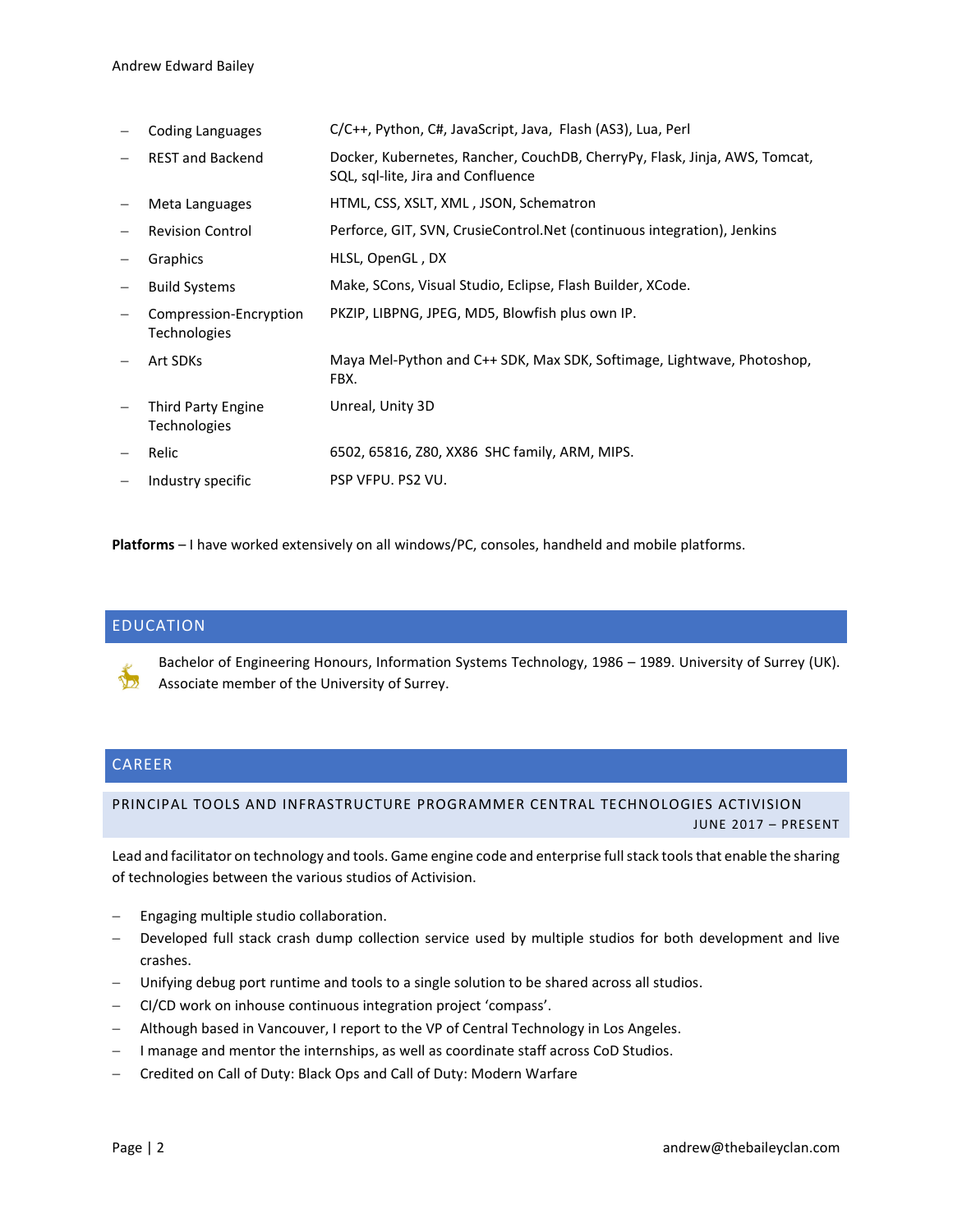| | |
|---|---|
| Coding Languages | C/C++, Python, C#, JavaScript, Java, Flash (AS3), Lua, Perl |
| REST and Backend | Docker, Kubernetes, Rancher, CouchDB, CherryPy, Flask, Jinja, AWS, Tomcat, SQL, sql-lite, Jira and Confluence |
| Meta Languages | HTML, CSS, XSLT, XML , JSON, Schematron |
| Revision Control | Perforce, GIT, SVN, CrusieControl.Net (continuous integration), Jenkins |
| Graphics | HLSL, OpenGL , DX |
| Build Systems | Make, SCons, Visual Studio, Eclipse, Flash Builder, XCode. |
| Compression-Encryption Technologies | PKZIP, LIBPNG, JPEG, MD5, Blowfish plus own IP. |
| Art SDKs | Maya Mel-Python and C++ SDK, Max SDK, Softimage, Lightwave, Photoshop, FBX. |
| Third Party Engine Technologies | Unreal, Unity 3D |
| Relic | 6502, 65816, Z80, XX86 SHC family, ARM, MIPS. |
| Industry specific | PSP VFPU. PS2 VU. |

**Platforms** – I have worked extensively on all windows/PC, consoles, handheld and mobile platforms.

## EDUCATION

Bachelor of Engineering Honours, Information Systems Technology, 1986 – 1989. University of Surrey (UK). Associate member of the University of Surrey.

## CAREER

### PRINCIPAL TOOLS AND INFRASTRUCTURE PROGRAMMER CENTRAL TECHNOLOGIES ACTIVISION

JUNE 2017 – PRESENT

Lead and facilitator on technology and tools. Game engine code and enterprise full stack tools that enable the sharing of technologies between the various studios of Activision.

- Engaging multiple studio collaboration.
- Developed full stack crash dump collection service used by multiple studios for both development and live crashes.
- Unifying debug port runtime and tools to a single solution to be shared across all studios.
- CI/CD work on inhouse continuous integration project 'compass'.
- Although based in Vancouver, I report to the VP of Central Technology in Los Angeles.
- I manage and mentor the internships, as well as coordinate staff across CoD Studios.
- Credited on Call of Duty: Black Ops and Call of Duty: Modern Warfare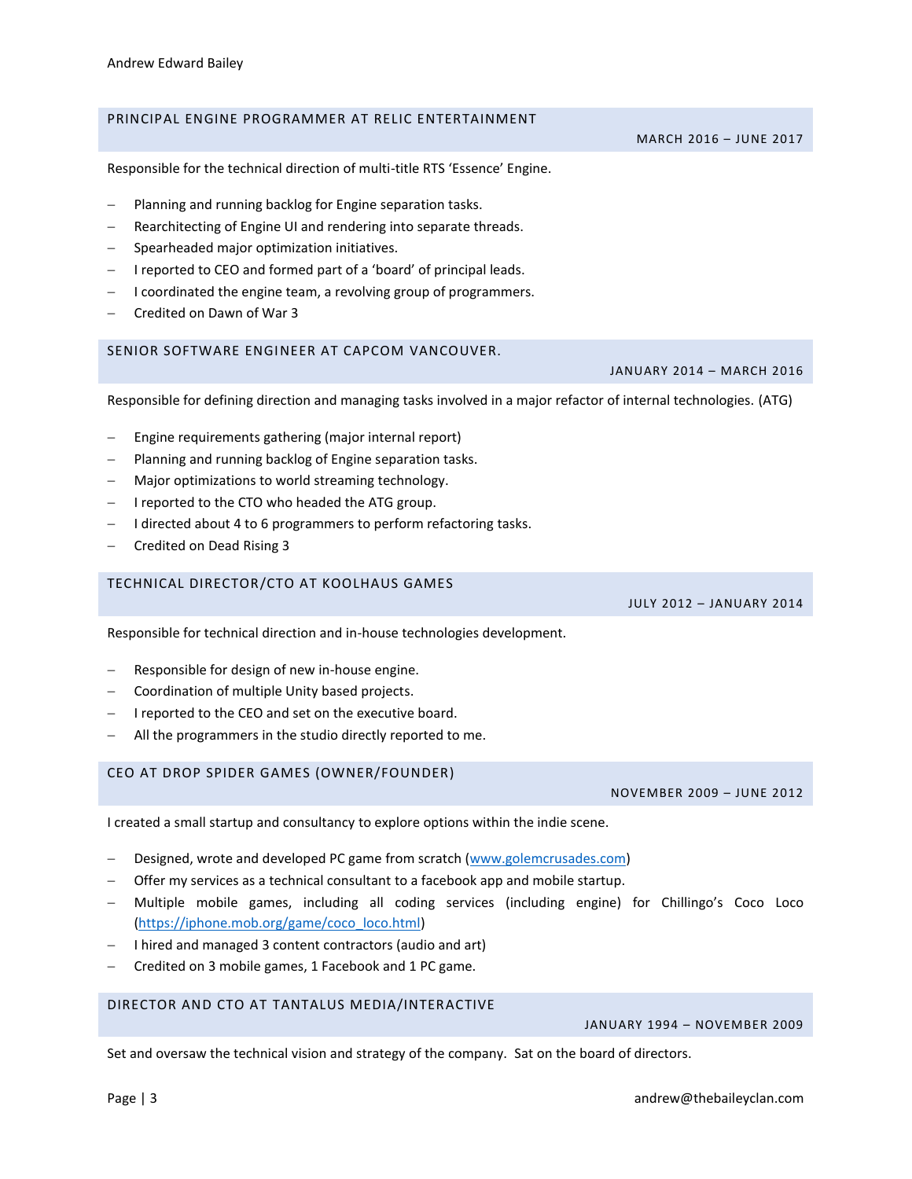## PRINCIPAL ENGINE PROGRAMMER AT RELIC ENTERTAINMENT

MARCH 2016 – JUNE 2017

Responsible for the technical direction of multi-title RTS 'Essence' Engine.

- Planning and running backlog for Engine separation tasks.
- Rearchitecting of Engine UI and rendering into separate threads.
- Spearheaded major optimization initiatives.
- I reported to CEO and formed part of a 'board' of principal leads.
- I coordinated the engine team, a revolving group of programmers.
- Credited on Dawn of War 3

## SENIOR SOFTWARE ENGINEER AT CAPCOM VANCOUVER.

JANUARY 2014 – MARCH 2016

Responsible for defining direction and managing tasks involved in a major refactor of internal technologies. (ATG)

- Engine requirements gathering (major internal report)
- Planning and running backlog of Engine separation tasks.
- Major optimizations to world streaming technology.
- I reported to the CTO who headed the ATG group.
- I directed about 4 to 6 programmers to perform refactoring tasks.
- Credited on Dead Rising 3

## TECHNICAL DIRECTOR/CTO AT KOOLHAUS GAMES

JULY 2012 – JANUARY 2014

Responsible for technical direction and in-house technologies development.

- Responsible for design of new in-house engine.
- Coordination of multiple Unity based projects.
- I reported to the CEO and set on the executive board.
- All the programmers in the studio directly reported to me.

## CEO AT DROP SPIDER GAMES (OWNER/FOUNDER)

NOVEMBER 2009 – JUNE 2012

I created a small startup and consultancy to explore options within the indie scene.

- Designed, wrote and developed PC game from scratch ([www.golemcrusades.com](www.golemcrusades.com))
- Offer my services as a technical consultant to a facebook app and mobile startup.
- Multiple mobile games, including all coding services (including engine) for Chillingo's Coco Loco ([https://iphone.mob.org/game/coco_loco.html](https://iphone.mob.org/game/coco_loco.html))
- I hired and managed 3 content contractors (audio and art)
- Credited on 3 mobile games, 1 Facebook and 1 PC game.

## DIRECTOR AND CTO AT TANTALUS MEDIA/INTERACTIVE

JANUARY 1994 – NOVEMBER 2009

Set and oversaw the technical vision and strategy of the company. Sat on the board of directors.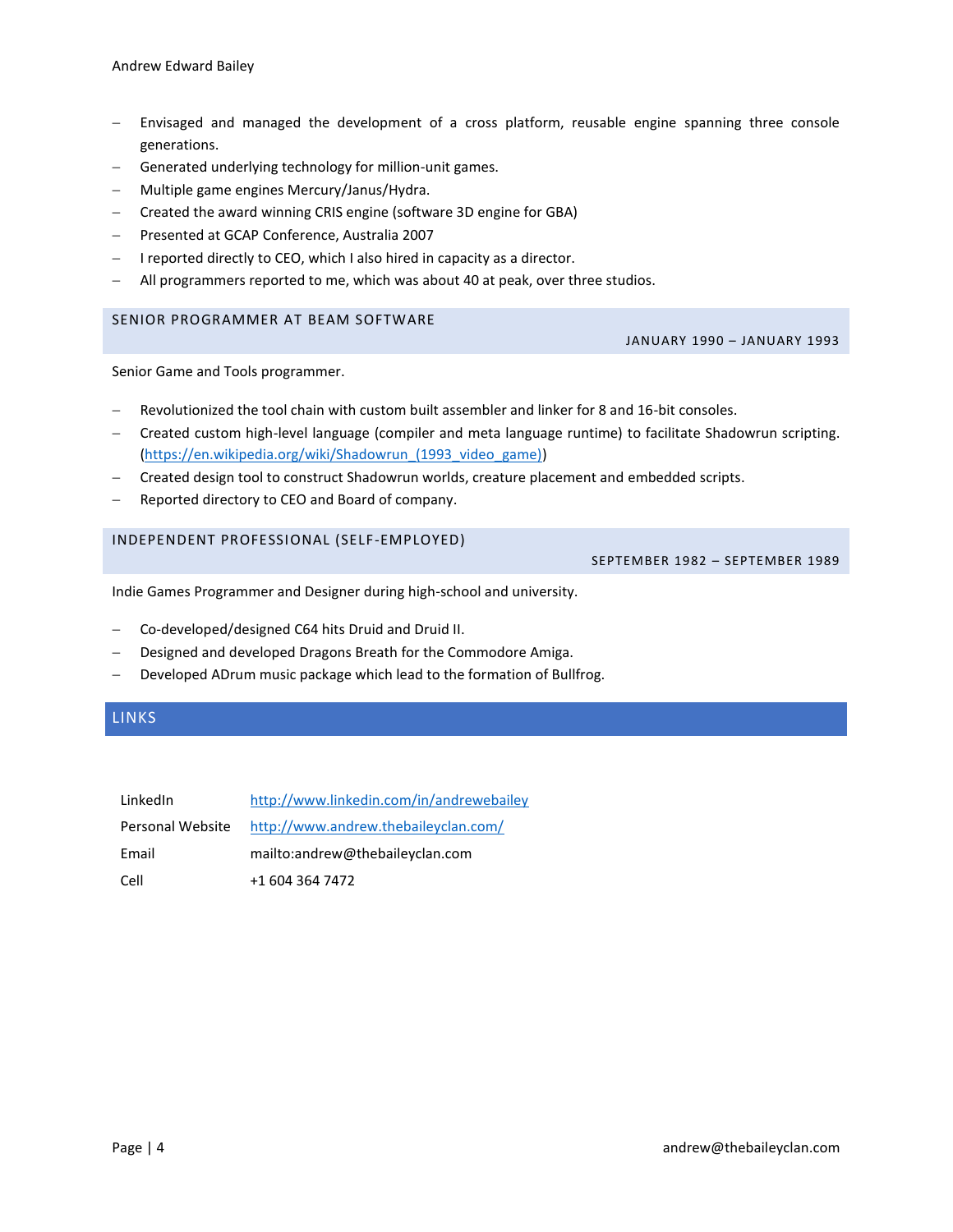- Envisaged and managed the development of a cross platform, reusable engine spanning three console generations.
- Generated underlying technology for million-unit games.
- Multiple game engines Mercury/Janus/Hydra.
- Created the award winning CRIS engine (software 3D engine for GBA)
- Presented at GCAP Conference, Australia 2007
- I reported directly to CEO, which I also hired in capacity as a director.
- All programmers reported to me, which was about 40 at peak, over three studios.

### SENIOR PROGRAMMER AT BEAM SOFTWARE

JANUARY 1990 – JANUARY 1993

Senior Game and Tools programmer.

- Revolutionized the tool chain with custom built assembler and linker for 8 and 16-bit consoles.
- Created custom high-level language (compiler and meta language runtime) to facilitate Shadowrun scripting. (https://en.wikipedia.org/wiki/Shadowrun_(1993_video_game))
- Created design tool to construct Shadowrun worlds, creature placement and embedded scripts.
- Reported directory to CEO and Board of company.

### INDEPENDENT PROFESSIONAL (SELF-EMPLOYED)

SEPTEMBER 1982 – SEPTEMBER 1989

Indie Games Programmer and Designer during high-school and university.

- Co-developed/designed C64 hits Druid and Druid II.
- Designed and developed Dragons Breath for the Commodore Amiga.
- Developed ADrum music package which lead to the formation of Bullfrog.

## LINKS

| | |
|---|---|
| LinkedIn | http://www.linkedin.com/in/andrewebailey |
| Personal Website | http://www.andrew.thebaileyclan.com/ |
| Email | mailto:andrew@thebaileyclan.com |
| Cell | +1 604 364 7472 |